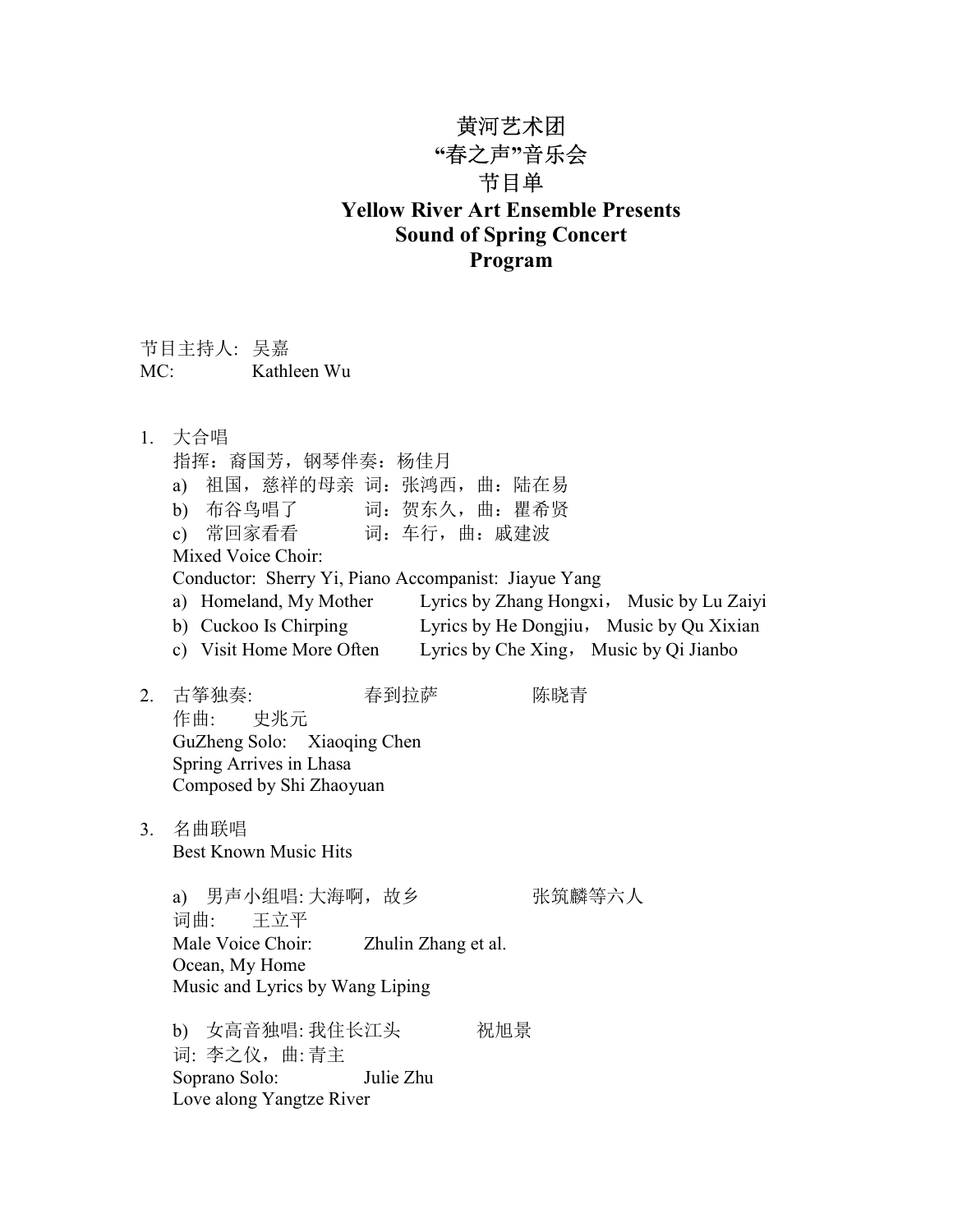# 黄河艺术团
# “春之声”音乐会
# 节目单

# **Yellow River Art Ensemble Presents**
# **Sound of Spring Concert**
# **Program**

节目主持人: 吴嘉
MC: Kathleen Wu

1. 大合唱
   指挥：裔国芳，钢琴伴奏：杨佳月
   a) 祖国，慈祥的母亲 词：张鸿西，曲：陆在易
   b) 布谷鸟唱了 词：贺东久，曲：瞿希贤
   c) 常回家看看 词：车行，曲：戚建波
   Mixed Voice Choir:
   Conductor: Sherry Yi, Piano Accompanist: Jiayue Yang
   a) Homeland, My Mother Lyrics by Zhang Hongxi， Music by Lu Zaiyi
   b) Cuckoo Is Chirping Lyrics by He Dongjiu， Music by Qu Xixian
   c) Visit Home More Often Lyrics by Che Xing， Music by Qi Jianbo

2. 古筝独奏: 春到拉萨 陈晓青
   作曲: 史兆元
   GuZheng Solo: Xiaoqing Chen
   Spring Arrives in Lhasa
   Composed by Shi Zhaoyuan

3. 名曲联唱
   Best Known Music Hits

   a) 男声小组唱: 大海啊，故乡 张筑麟等六人
   词曲: 王立平
   Male Voice Choir: Zhulin Zhang et al.
   Ocean, My Home
   Music and Lyrics by Wang Liping

   b) 女高音独唱: 我住长江头 祝旭景
   词: 李之仪，曲: 青主
   Soprano Solo: Julie Zhu
   Love along Yangtze River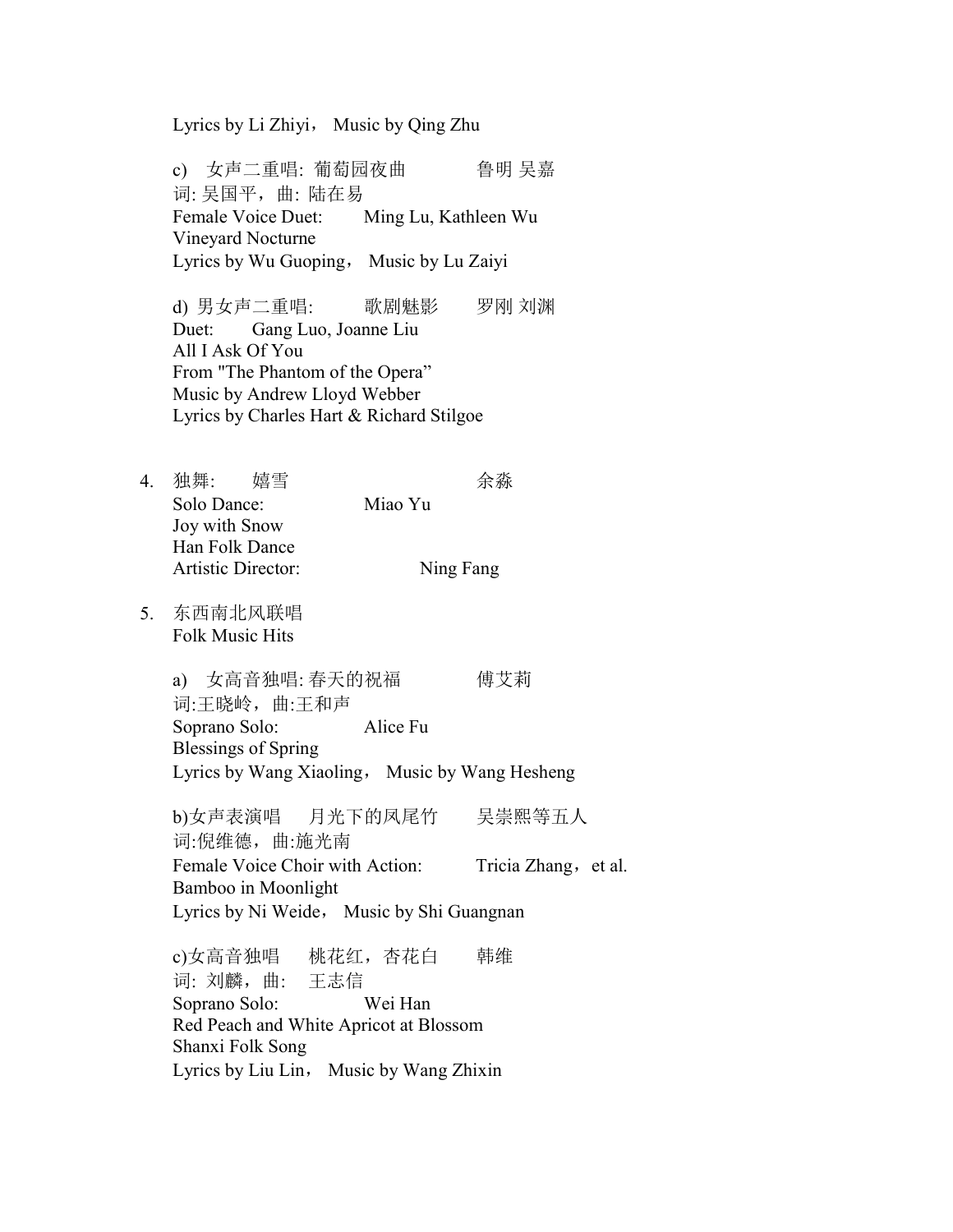Lyrics by Li Zhiyi， Music by Qing Zhu

c) 女声二重唱: 葡萄园夜曲 鲁明 吴嘉
词: 吴国平，曲: 陆在易
Female Voice Duet: Ming Lu, Kathleen Wu
Vineyard Nocturne
Lyrics by Wu Guoping， Music by Lu Zaiyi

d) 男女声二重唱: 歌剧魅影 罗刚 刘渊
Duet: Gang Luo, Joanne Liu
All I Ask Of You
From "The Phantom of the Opera"
Music by Andrew Lloyd Webber
Lyrics by Charles Hart & Richard Stilgoe

4. 独舞: 嬉雪 余淼
   Solo Dance: Miao Yu
   Joy with Snow
   Han Folk Dance
   Artistic Director: Ning Fang

5. 东西南北风联唱
   Folk Music Hits

   a) 女高音独唱: 春天的祝福 傅艾莉
   词:王晓岭，曲:王和声
   Soprano Solo: Alice Fu
   Blessings of Spring
   Lyrics by Wang Xiaoling， Music by Wang Hesheng

   b)女声表演唱 月光下的凤尾竹 吴崇熙等五人
   词:倪维德，曲:施光南
   Female Voice Choir with Action: Tricia Zhang，et al.
   Bamboo in Moonlight
   Lyrics by Ni Weide， Music by Shi Guangnan

   c)女高音独唱 桃花红，杏花白 韩维
   词: 刘麟，曲: 王志信
   Soprano Solo: Wei Han
   Red Peach and White Apricot at Blossom
   Shanxi Folk Song
   Lyrics by Liu Lin， Music by Wang Zhixin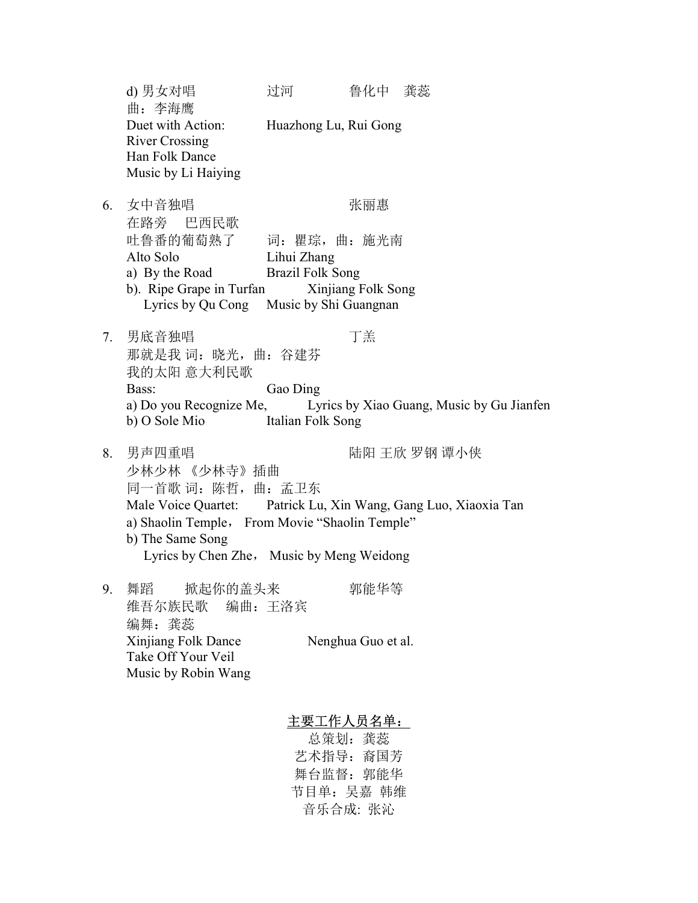d) 男女对唱　　过河　　鲁化中　龚蕊
曲：李海鹰
Duet with Action:　　Huazhong Lu, Rui Gong
River Crossing
Han Folk Dance
Music by Li Haiying

6. 女中音独唱　　张丽惠
   在路旁　巴西民歌
   吐鲁番的葡萄熟了　　词：瞿琮，曲：施光南
   Alto Solo　　Lihui Zhang
   a) By the Road　　Brazil Folk Song
   b). Ripe Grape in Turfan　　Xinjiang Folk Song
   Lyrics by Qu Cong　Music by Shi Guangnan

7. 男底音独唱　　丁羔
   那就是我 词：晓光，曲：谷建芬
   我的太阳 意大利民歌
   Bass:　　Gao Ding
   a) Do you Recognize Me,　　Lyrics by Xiao Guang, Music by Gu Jianfen
   b) O Sole Mio　　Italian Folk Song

8. 男声四重唱　　陆阳 王欣 罗钢 谭小侠
   少林少林 《少林寺》插曲
   同一首歌 词：陈哲，曲：孟卫东
   Male Voice Quartet:　　Patrick Lu, Xin Wang, Gang Luo, Xiaoxia Tan
   a) Shaolin Temple，From Movie "Shaolin Temple"
   b) The Same Song
   Lyrics by Chen Zhe，Music by Meng Weidong

9. 舞蹈　掀起你的盖头来　　郭能华等
   维吾尔族民歌　编曲：王洛宾
   编舞：龚蕊
   Xinjiang Folk Dance　　Nenghua Guo et al.
   Take Off Your Veil
   Music by Robin Wang

<u>主要工作人员名单：</u>

总策划：龚蕊
艺术指导：裔国芳
舞台监督：郭能华
节目单：吴嘉 韩维
音乐合成: 张沁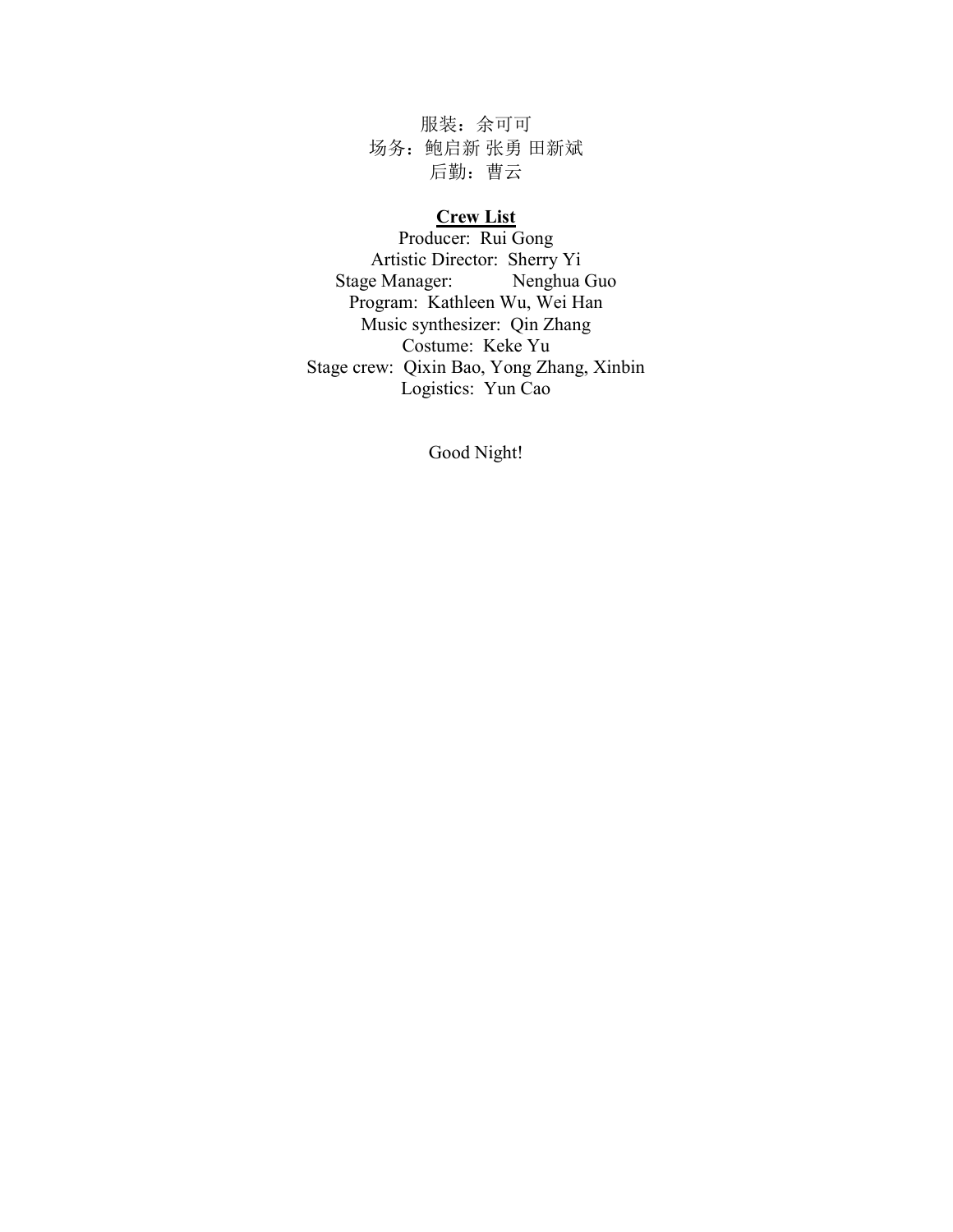服装：余可可
场务：鲍启新 张勇 田新斌
后勤：曹云

**Crew List**

Producer: Rui Gong
Artistic Director: Sherry Yi
Stage Manager: Nenghua Guo
Program: Kathleen Wu, Wei Han
Music synthesizer: Qin Zhang
Costume: Keke Yu
Stage crew: Qixin Bao, Yong Zhang, Xinbin
Logistics: Yun Cao

Good Night!